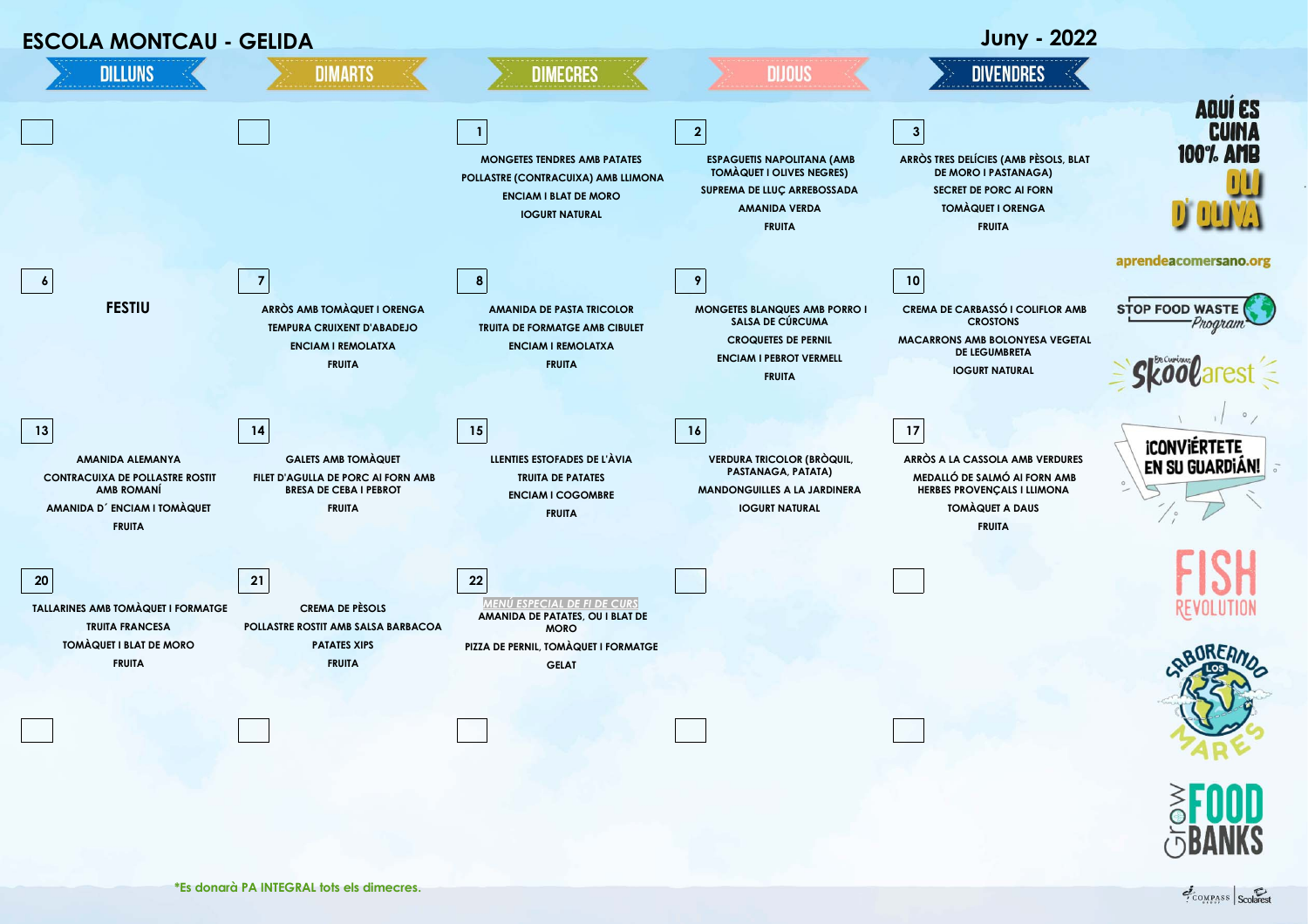# ESCOLA MONTCAU - GELIDA

## Juny - 2022

| DILLUNS | DIMARTS | DIMECRES | DIJOUS | DIVENDRES |
|---|---|---|---|---|
| | | **1**<br>MONGETES TENDRES AMB PATATES<br>POLLASTRE (CONTRACUIXA) AMB LLIMONA<br>ENCIAM I BLAT DE MORO<br>IOGURT NATURAL | **2**<br>ESPAGUETIS NAPOLITANA (AMB TOMÀQUET I OLIVES NEGRES)<br>SUPREMA DE LLUÇ ARREBOSSADA<br>AMANIDA VERDA<br>FRUITA | **3**<br>ARRÒS TRES DELÍCIES (AMB PÈSOLS, BLAT DE MORO I PASTANAGA)<br>SECRET DE PORC AI FORN<br>TOMÀQUET I ORENGA<br>FRUITA |
| **6**<br>**FESTIU** | **7**<br>ARRÒS AMB TOMÀQUET I ORENGA<br>TEMPURA CRUIXENT D'ABADEJO<br>ENCIAM I REMOLATXA<br>FRUITA | **8**<br>AMANIDA DE PASTA TRICOLOR<br>TRUITA DE FORMATGE AMB CIBULET<br>ENCIAM I REMOLATXA<br>FRUITA | **9**<br>MONGETES BLANQUES AMB PORRO I SALSA DE CÚRCUMA<br>CROQUETES DE PERNIL<br>ENCIAM I PEBROT VERMELL<br>FRUITA | **10**<br>CREMA DE CARBASSÓ I COLIFLOR AMB CROSTONS<br>MACARRONS AMB BOLONYESA VEGETAL DE LEGUMBRETA<br>IOGURT NATURAL |
| **13**<br>AMANIDA ALEMANYA<br>CONTRACUIXA DE POLLASTRE ROSTIT AMB ROMANÍ<br>AMANIDA D´ ENCIAM I TOMÀQUET<br>FRUITA | **14**<br>GALETS AMB TOMÀQUET<br>FILET D'AGULLA DE PORC AI FORN AMB BRESA DE CEBA I PEBROT<br>FRUITA | **15**<br>LLENTIES ESTOFADES DE L'ÀVIA<br>TRUITA DE PATATES<br>ENCIAM I COGOMBRE<br>FRUITA | **16**<br>VERDURA TRICOLOR (BRÒQUIL, PASTANAGA, PATATA)<br>MANDONGUILLES A LA JARDINERA<br>IOGURT NATURAL | **17**<br>ARRÒS A LA CASSOLA AMB VERDURES<br>MEDALLÓ DE SALMÓ AI FORN AMB HERBES PROVENÇALS I LLIMONA<br>TOMÀQUET A DAUS<br>FRUITA |
| **20**<br>TALLARINES AMB TOMÀQUET I FORMATGE<br>TRUITA FRANCESA<br>TOMÀQUET I BLAT DE MORO<br>FRUITA | **21**<br>CREMA DE PÈSOLS<br>POLLASTRE ROSTIT AMB SALSA BARBACOA<br>PATATES XIPS<br>FRUITA | **22**<br>*MENÚ ESPECIAL DE FI DE CURS*<br>AMANIDA DE PATATES, OU I BLAT DE MORO<br>PIZZA DE PERNIL, TOMÀQUET I FORMATGE<br>GELAT | | |
| | | | | |

AQUÍ ES CUINA 100% AMB OLI D' OLIVA

aprendeacomersano.org

STOP FOOD WASTE Program

Skoolarest

¡CONVIÉRTETE EN SU GUARDIÁN!

FISH REVOLUTION

SABOREANDO LOS MARES

Grow FOOD BANKS

*Es donarà PA INTEGRAL tots els dimecres.

COMPASS | Scolarest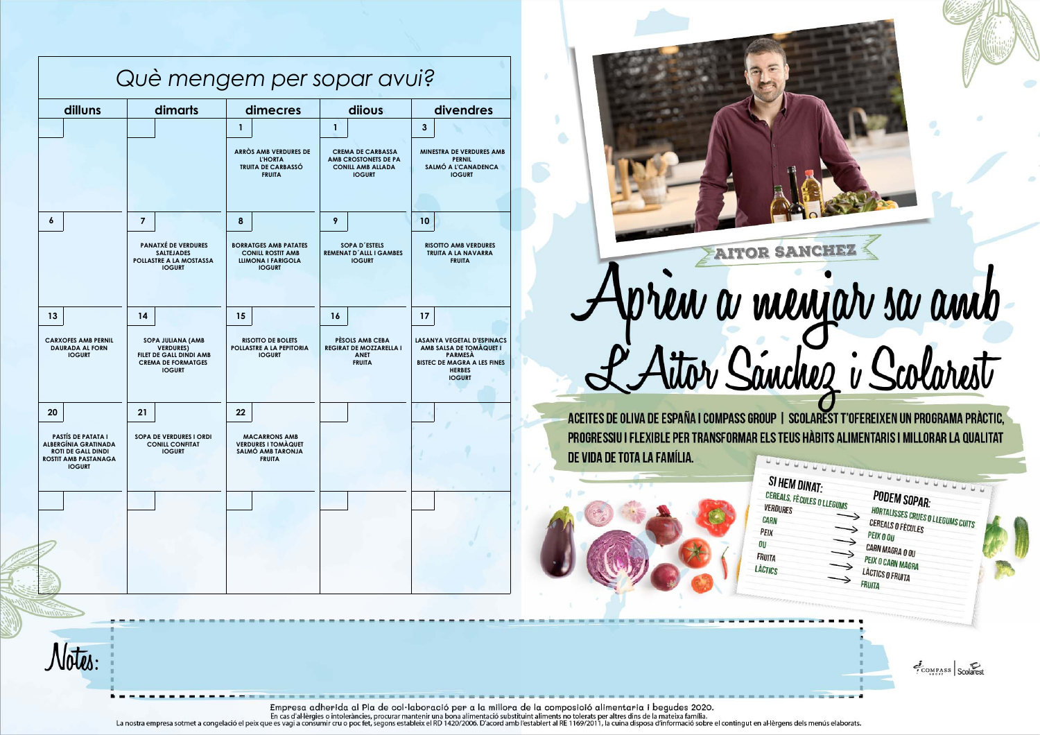# Què mengem per sopar avui?

| dilluns | dimarts | dimecres | dijous | divendres |
|---|---|---|---|---|
| | | 1<br>ARRÒS AMB VERDURES DE L'HORTA<br>TRUITA DE CARBASSÓ<br>FRUITA | 1<br>CREMA DE CARBASSA AMB CROSTONETS DE PA<br>CONILL AMB ALLADA<br>IOGURT | 3<br>MINESTRA DE VERDURES AMB PERNIL<br>SALMÓ A L'CANADENCA<br>IOGURT |
| 6 | 7<br>PANATXÉ DE VERDURES SALTEJADES<br>POLLASTRE A LA MOSTASSA<br>IOGURT | 8<br>BORRATGES AMB PATATES<br>CONILL ROSTIT AMB LLIMONA I FARIGOLA<br>IOGURT | 9<br>SOPA D´ESTELS<br>REMENAT D´ALLI I GAMBES<br>IOGURT | 10<br>RISOTTO AMB VERDURES<br>TRUITA A LA NAVARRA<br>FRUITA |
| 13<br>CARXOFES AMB PERNIL<br>DAURADA AL FORN<br>IOGURT | 14<br>SOPA JULIANA (AMB VERDURES)<br>FILET DE GALL DINDI AMB CREMA DE FORMATGES<br>IOGURT | 15<br>RISOTTO DE BOLETS<br>POLLASTRE A LA PEPITORIA<br>IOGURT | 16<br>PÈSOLS AMB CEBA<br>REGIRAT DE MOZZARELLA I ANET<br>FRUITA | 17<br>LASANYA VEGETAL D'ESPINACS AMB SALSA DE TOMÀQUET I PARMESÀ<br>BISTEC DE MAGRA A LES FINES HERBES<br>IOGURT |
| 20<br>PASTÍS DE PATATA I ALBERGÍNIA GRATINADA<br>ROTI DE GALL DINDI ROSTIT AMB PASTANAGA<br>IOGURT | 21<br>SOPA DE VERDURES I ORDI<br>CONILL CONFITAT<br>IOGURT | 22<br>MACARRONS AMB VERDURES I TOMÀQUET<br>SALMÓ AMB TARONJA<br>FRUITA | | |
| | | | | |

Notes:

AITOR SANCHEZ

# Aprèn a menjar sa amb L'Aitor Sánchez i Scolarest

ACEITES DE OLIVA DE ESPAÑA I COMPASS GROUP | SCOLAREST T'OFEREIXEN UN PROGRAMA PRÀCTIC, PROGRESSIU I FLEXIBLE PER TRANSFORMAR ELS TEUS HÀBITS ALIMENTARIS I MILLORAR LA QUALITAT DE VIDA DE TOTA LA FAMÍLIA.

| SI HEM DINAT: | PODEM SOPAR: |
|---|---|
| CEREALS, FÈCULES O LLEGUMS | HORTALISSES CRUES O LLEGUMS CUITS |
| VERDURES | CEREALS O FÈCULES |
| CARN | PEIX O OU |
| PEIX | CARN MAGRA O OU |
| OU | PEIX O CARN MAGRA |
| FRUITA | LÀCTICS O FRUITA |
| LÀCTICS | FRUITA |

Empresa adherida al Pla de col·laboració per a la millora de la composició alimentaria i begudes 2020.

En cas d'al·lèrgies o intoleràncies, procurar mantenir una bona alimentació substituint aliments no tolerats per altres dins de la mateixa família.

La nostra empresa sotmet a congelació el peix que es vagi a consumir cru o poc fet, segons estableix el RD 1420/2006. D'acord amb l'establert al RE 1169/2011, la cuina disposa d'informació sobre el contingut en al·lèrgens dels menús elaborats.